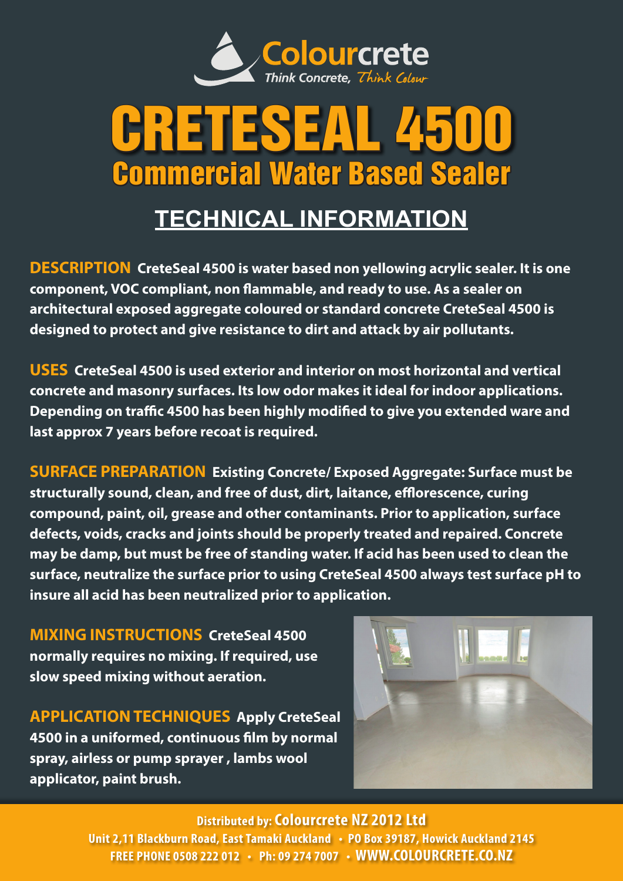Colourcrete

Think Concrete, *Think Colour*

# CRETESEAL 4500

## Commercial Water Based Sealer

## TECHNICAL INFORMATION

**DESCRIPTION** **CreteSeal 4500 is water based non yellowing acrylic sealer. It is one component, VOC compliant, non flammable, and ready to use. As a sealer on architectural exposed aggregate coloured or standard concrete CreteSeal 4500 is designed to protect and give resistance to dirt and attack by air pollutants.**

**USES** **CreteSeal 4500 is used exterior and interior on most horizontal and vertical concrete and masonry surfaces. Its low odor makes it ideal for indoor applications. Depending on traffic 4500 has been highly modified to give you extended ware and last approx 7 years before recoat is required.**

**SURFACE PREPARATION** **Existing Concrete/ Exposed Aggregate: Surface must be structurally sound, clean, and free of dust, dirt, laitance, efflorescence, curing compound, paint, oil, grease and other contaminants. Prior to application, surface defects, voids, cracks and joints should be properly treated and repaired. Concrete may be damp, but must be free of standing water. If acid has been used to clean the surface, neutralize the surface prior to using CreteSeal 4500 always test surface pH to insure all acid has been neutralized prior to application.**

**MIXING INSTRUCTIONS** **CreteSeal 4500 normally requires no mixing. If required, use slow speed mixing without aeration.**

**APPLICATION TECHNIQUES** **Apply CreteSeal 4500 in a uniformed, continuous film by normal spray, airless or pump sprayer , lambs wool applicator, paint brush.**

**Distributed by: Colourcrete NZ 2012 Ltd**
**Unit 2,11 Blackburn Road, East Tamaki Auckland • PO Box 39187, Howick Auckland 2145**
**FREE PHONE 0508 222 012 • Ph: 09 274 7007 • WWW.COLOURCRETE.CO.NZ**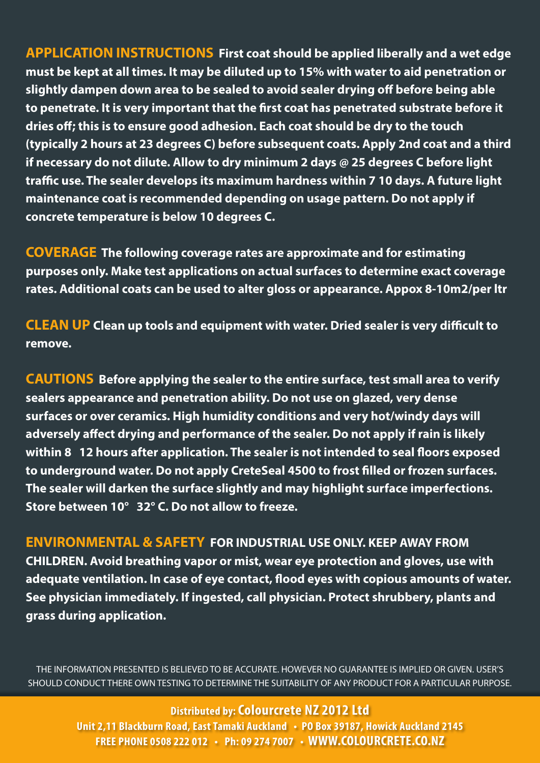**APPLICATION INSTRUCTIONS** First coat should be applied liberally and a wet edge must be kept at all times. It may be diluted up to 15% with water to aid penetration or slightly dampen down area to be sealed to avoid sealer drying off before being able to penetrate. It is very important that the first coat has penetrated substrate before it dries off; this is to ensure good adhesion. Each coat should be dry to the touch (typically 2 hours at 23 degrees C) before subsequent coats. Apply 2nd coat and a third if necessary do not dilute. Allow to dry minimum 2 days @ 25 degrees C before light traffic use. The sealer develops its maximum hardness within 7 10 days. A future light maintenance coat is recommended depending on usage pattern. Do not apply if concrete temperature is below 10 degrees C.

**COVERAGE** The following coverage rates are approximate and for estimating purposes only. Make test applications on actual surfaces to determine exact coverage rates. Additional coats can be used to alter gloss or appearance. Appox 8-10m2/per ltr

**CLEAN UP** Clean up tools and equipment with water. Dried sealer is very difficult to remove.

**CAUTIONS** Before applying the sealer to the entire surface, test small area to verify sealers appearance and penetration ability. Do not use on glazed, very dense surfaces or over ceramics. High humidity conditions and very hot/windy days will adversely affect drying and performance of the sealer. Do not apply if rain is likely within 8 12 hours after application. The sealer is not intended to seal floors exposed to underground water. Do not apply CreteSeal 4500 to frost filled or frozen surfaces. The sealer will darken the surface slightly and may highlight surface imperfections. Store between 10° 32° C. Do not allow to freeze.

**ENVIRONMENTAL & SAFETY** FOR INDUSTRIAL USE ONLY. KEEP AWAY FROM CHILDREN. Avoid breathing vapor or mist, wear eye protection and gloves, use with adequate ventilation. In case of eye contact, flood eyes with copious amounts of water. See physician immediately. If ingested, call physician. Protect shrubbery, plants and grass during application.

THE INFORMATION PRESENTED IS BELIEVED TO BE ACCURATE. HOWEVER NO GUARANTEE IS IMPLIED OR GIVEN. USER'S SHOULD CONDUCT THERE OWN TESTING TO DETERMINE THE SUITABILITY OF ANY PRODUCT FOR A PARTICULAR PURPOSE.

Distributed by: **Colourcrete NZ 2012 Ltd**
Unit 2,11 Blackburn Road, East Tamaki Auckland • PO Box 39187, Howick Auckland 2145
FREE PHONE 0508 222 012 • Ph: 09 274 7007 • WWW.COLOURCRETE.CO.NZ